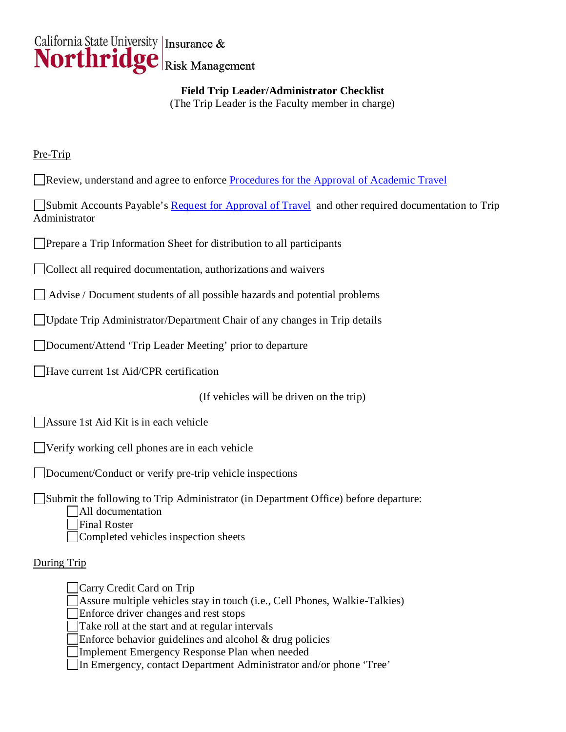California State University Northridge | Insurance & Risk Management

**Field Trip Leader/Administrator Checklist**

(The Trip Leader is the Faculty member in charge)

Pre-Trip

- [ ] Review, understand and agree to enforce [Procedures for the Approval of Academic Travel]()
- [ ] Submit Accounts Payable's [Request for Approval of Travel]() and other required documentation to Trip Administrator
- [ ] Prepare a Trip Information Sheet for distribution to all participants
- [ ] Collect all required documentation, authorizations and waivers
- [ ] Advise / Document students of all possible hazards and potential problems
- [ ] Update Trip Administrator/Department Chair of any changes in Trip details
- [ ] Document/Attend 'Trip Leader Meeting' prior to departure
- [ ] Have current 1st Aid/CPR certification

(If vehicles will be driven on the trip)

- [ ] Assure 1st Aid Kit is in each vehicle
- [ ] Verify working cell phones are in each vehicle
- [ ] Document/Conduct or verify pre-trip vehicle inspections
- [ ] Submit the following to Trip Administrator (in Department Office) before departure:
  - [ ] All documentation
  - [ ] Final Roster
  - [ ] Completed vehicles inspection sheets

During Trip

- [ ] Carry Credit Card on Trip
- [ ] Assure multiple vehicles stay in touch (i.e., Cell Phones, Walkie-Talkies)
- [ ] Enforce driver changes and rest stops
- [ ] Take roll at the start and at regular intervals
- [ ] Enforce behavior guidelines and alcohol & drug policies
- [ ] Implement Emergency Response Plan when needed
- [ ] In Emergency, contact Department Administrator and/or phone 'Tree'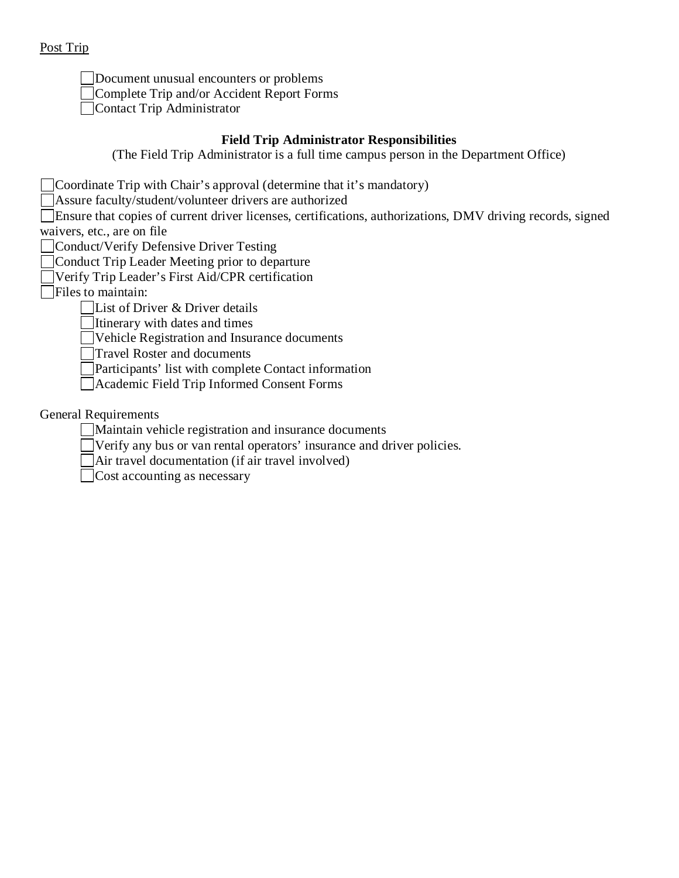Post Trip

- [ ] Document unusual encounters or problems
- [ ] Complete Trip and/or Accident Report Forms
- [ ] Contact Trip Administrator

**Field Trip Administrator Responsibilities**

(The Field Trip Administrator is a full time campus person in the Department Office)

- [ ] Coordinate Trip with Chair's approval (determine that it's mandatory)
- [ ] Assure faculty/student/volunteer drivers are authorized
- [ ] Ensure that copies of current driver licenses, certifications, authorizations, DMV driving records, signed waivers, etc., are on file
- [ ] Conduct/Verify Defensive Driver Testing
- [ ] Conduct Trip Leader Meeting prior to departure
- [ ] Verify Trip Leader's First Aid/CPR certification
- [ ] Files to maintain:
    - [ ] List of Driver & Driver details
    - [ ] Itinerary with dates and times
    - [ ] Vehicle Registration and Insurance documents
    - [ ] Travel Roster and documents
    - [ ] Participants' list with complete Contact information
    - [ ] Academic Field Trip Informed Consent Forms

General Requirements

- [ ] Maintain vehicle registration and insurance documents
- [ ] Verify any bus or van rental operators' insurance and driver policies.
- [ ] Air travel documentation (if air travel involved)
- [ ] Cost accounting as necessary